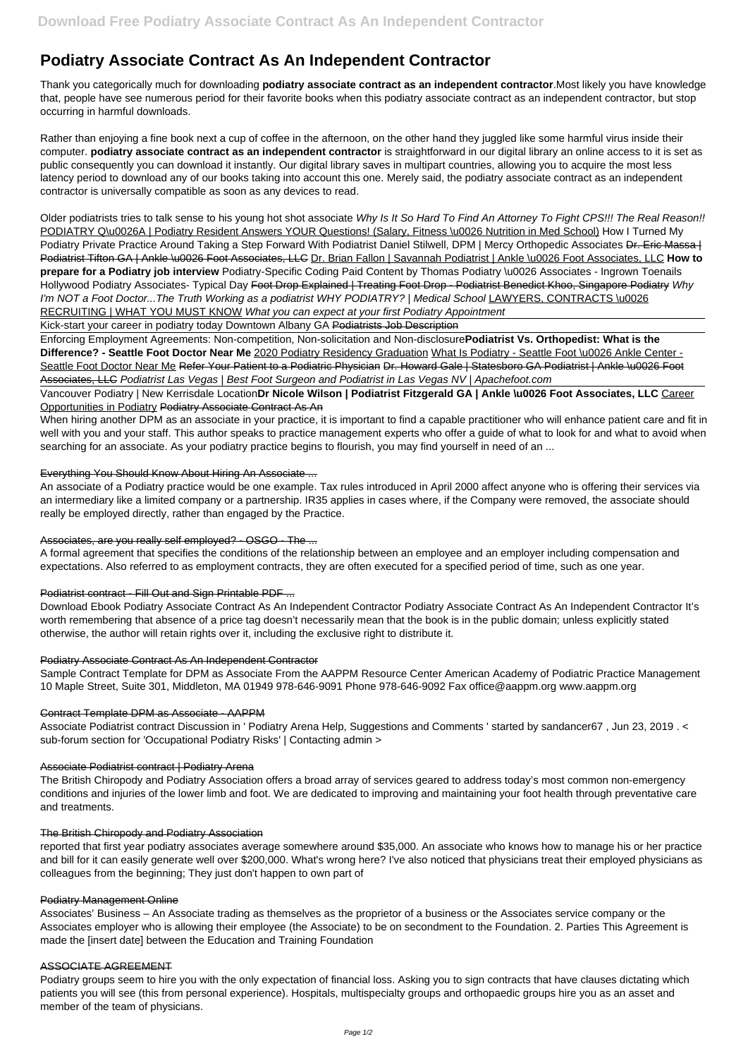# Podiatry Associate Contract As An Independent Contractor

Thank you categorically much for downloading **podiatry associate contract as an independent contractor**.Most likely you have knowledge that, people have see numerous period for their favorite books when this podiatry associate contract as an independent contractor, but stop occurring in harmful downloads.

Rather than enjoying a fine book next a cup of coffee in the afternoon, on the other hand they juggled like some harmful virus inside their computer. **podiatry associate contract as an independent contractor** is straightforward in our digital library an online access to it is set as public consequently you can download it instantly. Our digital library saves in multipart countries, allowing you to acquire the most less latency period to download any of our books taking into account this one. Merely said, the podiatry associate contract as an independent contractor is universally compatible as soon as any devices to read.

Older podiatrists tries to talk sense to his young hot shot associate *Why Is It So Hard To Find An Attorney To Fight CPS!!! The Real Reason!!* PODIATRY Q\u0026A | Podiatry Resident Answers YOUR Questions! (Salary, Fitness \u0026 Nutrition in Med School) How I Turned My Podiatry Private Practice Around Taking a Step Forward With Podiatrist Daniel Stilwell, DPM | Mercy Orthopedic Associates ~~Dr. Eric Massa | Podiatrist Tifton GA | Ankle \u0026 Foot Associates, LLC~~ Dr. Brian Fallon | Savannah Podiatrist | Ankle \u0026 Foot Associates, LLC **How to prepare for a Podiatry job interview** Podiatry-Specific Coding Paid Content by Thomas Podiatry \u0026 Associates - Ingrown Toenails Hollywood Podiatry Associates- Typical Day ~~Foot Drop Explained | Treating Foot Drop - Podiatrist Benedict Khoo, Singapore Podiatry~~ *Why I'm NOT a Foot Doctor...The Truth Working as a podiatrist WHY PODIATRY? | Medical School* LAWYERS, CONTRACTS \u0026 RECRUITING | WHAT YOU MUST KNOW *What you can expect at your first Podiatry Appointment*

Kick-start your career in podiatry today Downtown Albany GA ~~Podiatrists Job Description~~

Enforcing Employment Agreements: Non-competition, Non-solicitation and Non-disclosure**Podiatrist Vs. Orthopedist: What is the Difference? - Seattle Foot Doctor Near Me** 2020 Podiatry Residency Graduation What Is Podiatry - Seattle Foot \u0026 Ankle Center - Seattle Foot Doctor Near Me ~~Refer Your Patient to a Podiatric Physician~~ ~~Dr. Howard Gale | Statesboro GA Podiatrist | Ankle \u0026 Foot Associates, LLC~~ *Podiatrist Las Vegas | Best Foot Surgeon and Podiatrist in Las Vegas NV | Apachefoot.com*

Vancouver Podiatry | New Kerrisdale Location**Dr Nicole Wilson | Podiatrist Fitzgerald GA | Ankle \u0026 Foot Associates, LLC** Career Opportunities in Podiatry ~~Podiatry Associate Contract As An~~

When hiring another DPM as an associate in your practice, it is important to find a capable practitioner who will enhance patient care and fit in well with you and your staff. This author speaks to practice management experts who offer a guide of what to look for and what to avoid when searching for an associate. As your podiatry practice begins to flourish, you may find yourself in need of an ...

## Everything You Should Know About Hiring An Associate ...

An associate of a Podiatry practice would be one example. Tax rules introduced in April 2000 affect anyone who is offering their services via an intermediary like a limited company or a partnership. IR35 applies in cases where, if the Company were removed, the associate should really be employed directly, rather than engaged by the Practice.

## Associates, are you really self employed? - OSGO - The ...

A formal agreement that specifies the conditions of the relationship between an employee and an employer including compensation and expectations. Also referred to as employment contracts, they are often executed for a specified period of time, such as one year.

## Podiatrist contract - Fill Out and Sign Printable PDF ...

Download Ebook Podiatry Associate Contract As An Independent Contractor Podiatry Associate Contract As An Independent Contractor It's worth remembering that absence of a price tag doesn't necessarily mean that the book is in the public domain; unless explicitly stated otherwise, the author will retain rights over it, including the exclusive right to distribute it.

## Podiatry Associate Contract As An Independent Contractor

Sample Contract Template for DPM as Associate From the AAPPM Resource Center American Academy of Podiatric Practice Management 10 Maple Street, Suite 301, Middleton, MA 01949 978-646-9091 Phone 978-646-9092 Fax office@aappm.org www.aappm.org

## Contract Template DPM as Associate - AAPPM

Associate Podiatrist contract Discussion in ' Podiatry Arena Help, Suggestions and Comments ' started by sandancer67 , Jun 23, 2019 . < sub-forum section for 'Occupational Podiatry Risks' | Contacting admin >

## Associate Podiatrist contract | Podiatry Arena

The British Chiropody and Podiatry Association offers a broad array of services geared to address today's most common non-emergency conditions and injuries of the lower limb and foot. We are dedicated to improving and maintaining your foot health through preventative care and treatments.

## The British Chiropody and Podiatry Association

reported that first year podiatry associates average somewhere around $35,000. An associate who knows how to manage his or her practice and bill for it can easily generate well over $200,000. What's wrong here? I've also noticed that physicians treat their employed physicians as colleagues from the beginning; They just don't happen to own part of

## Podiatry Management Online

Associates' Business – An Associate trading as themselves as the proprietor of a business or the Associates service company or the Associates employer who is allowing their employee (the Associate) to be on secondment to the Foundation. 2. Parties This Agreement is made the [insert date] between the Education and Training Foundation

## ASSOCIATE AGREEMENT

Podiatry groups seem to hire you with the only expectation of financial loss. Asking you to sign contracts that have clauses dictating which patients you will see (this from personal experience). Hospitals, multispecialty groups and orthopaedic groups hire you as an asset and member of the team of physicians.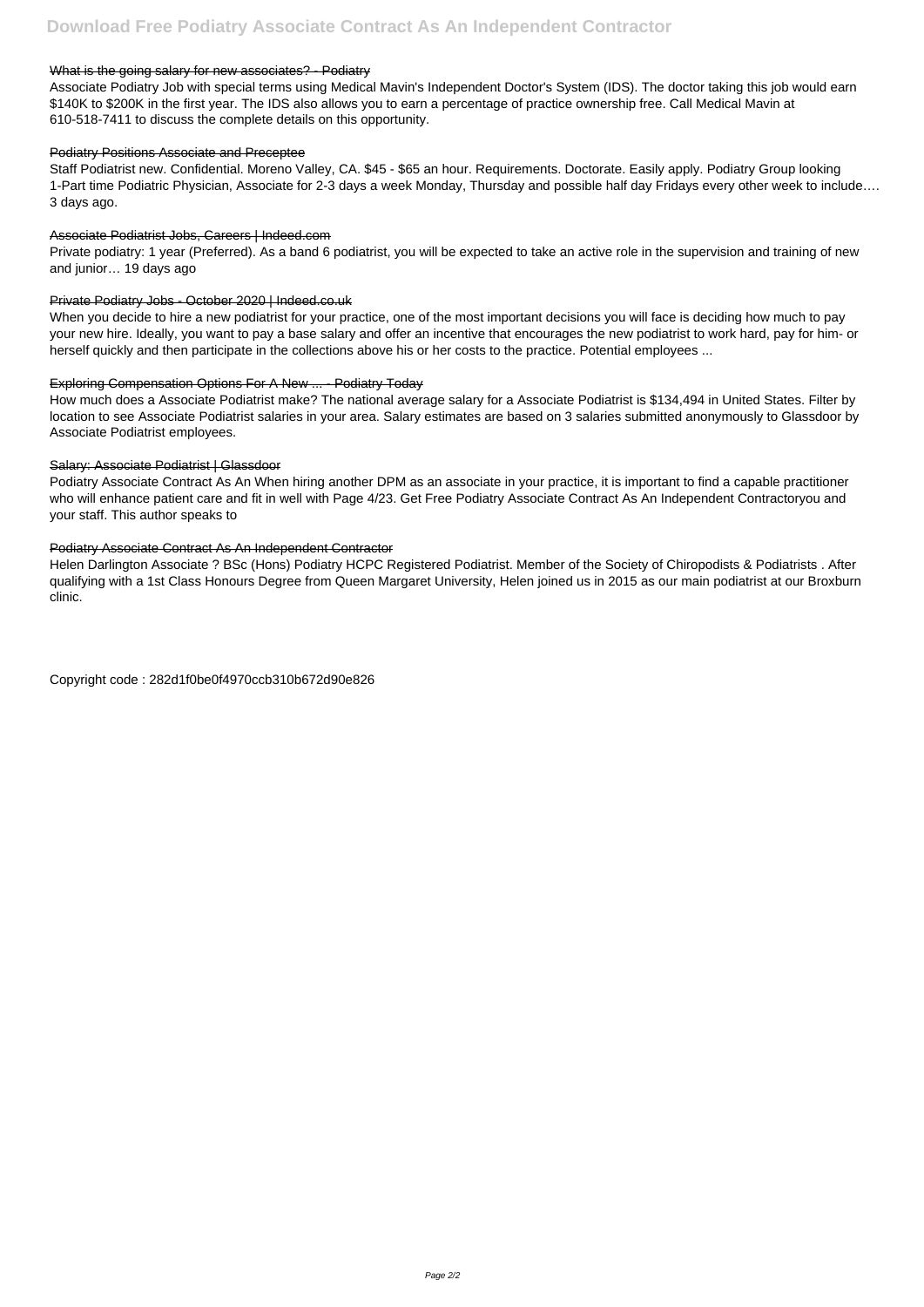What is the going salary for new associates? - Podiatry

Associate Podiatry Job with special terms using Medical Mavin's Independent Doctor's System (IDS). The doctor taking this job would earn $140K to $200K in the first year. The IDS also allows you to earn a percentage of practice ownership free. Call Medical Mavin at 610-518-7411 to discuss the complete details on this opportunity.

Podiatry Positions Associate and Preceptee

Staff Podiatrist new. Confidential. Moreno Valley, CA. $45 - $65 an hour. Requirements. Doctorate. Easily apply. Podiatry Group looking 1-Part time Podiatric Physician, Associate for 2-3 days a week Monday, Thursday and possible half day Fridays every other week to include…. 3 days ago.

Associate Podiatrist Jobs, Careers | Indeed.com

Private podiatry: 1 year (Preferred). As a band 6 podiatrist, you will be expected to take an active role in the supervision and training of new and junior… 19 days ago

Private Podiatry Jobs - October 2020 | Indeed.co.uk

When you decide to hire a new podiatrist for your practice, one of the most important decisions you will face is deciding how much to pay your new hire. Ideally, you want to pay a base salary and offer an incentive that encourages the new podiatrist to work hard, pay for him- or herself quickly and then participate in the collections above his or her costs to the practice. Potential employees ...

Exploring Compensation Options For A New ... - Podiatry Today

How much does a Associate Podiatrist make? The national average salary for a Associate Podiatrist is $134,494 in United States. Filter by location to see Associate Podiatrist salaries in your area. Salary estimates are based on 3 salaries submitted anonymously to Glassdoor by Associate Podiatrist employees.

Salary: Associate Podiatrist | Glassdoor

Podiatry Associate Contract As An When hiring another DPM as an associate in your practice, it is important to find a capable practitioner who will enhance patient care and fit in well with Page 4/23. Get Free Podiatry Associate Contract As An Independent Contractoryou and your staff. This author speaks to

Podiatry Associate Contract As An Independent Contractor

Helen Darlington Associate ? BSc (Hons) Podiatry HCPC Registered Podiatrist. Member of the Society of Chiropodists & Podiatrists . After qualifying with a 1st Class Honours Degree from Queen Margaret University, Helen joined us in 2015 as our main podiatrist at our Broxburn clinic.

Copyright code : 282d1f0be0f4970ccb310b672d90e826